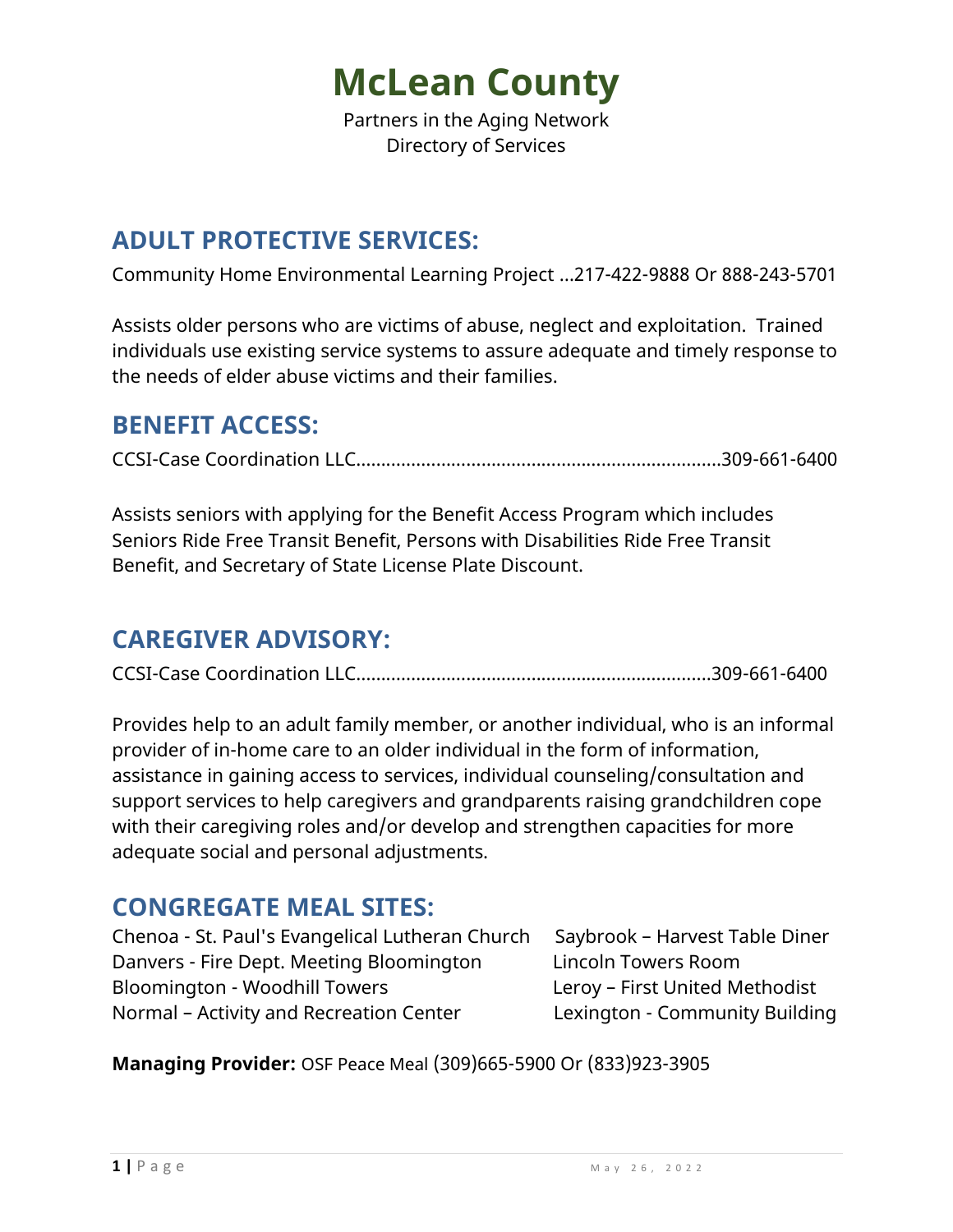# McLean County

Partners in the Aging Network
Directory of Services

## ADULT PROTECTIVE SERVICES:

Community Home Environmental Learning Project ...217-422-9888 Or 888-243-5701

Assists older persons who are victims of abuse, neglect and exploitation. Trained individuals use existing service systems to assure adequate and timely response to the needs of elder abuse victims and their families.

## BENEFIT ACCESS:

CCSI-Case Coordination LLC.........................................................................309-661-6400

Assists seniors with applying for the Benefit Access Program which includes Seniors Ride Free Transit Benefit, Persons with Disabilities Ride Free Transit Benefit, and Secretary of State License Plate Discount.

## CAREGIVER ADVISORY:

CCSI-Case Coordination LLC.......................................................................309-661-6400

Provides help to an adult family member, or another individual, who is an informal provider of in-home care to an older individual in the form of information, assistance in gaining access to services, individual counseling/consultation and support services to help caregivers and grandparents raising grandchildren cope with their caregiving roles and/or develop and strengthen capacities for more adequate social and personal adjustments.

## CONGREGATE MEAL SITES:

Chenoa - St. Paul's Evangelical Lutheran Church
Danvers - Fire Dept. Meeting Bloomington
Bloomington - Woodhill Towers
Normal – Activity and Recreation Center
Saybrook – Harvest Table Diner
Lincoln Towers Room
Leroy – First United Methodist
Lexington - Community Building

**Managing Provider:** OSF Peace Meal (309)665-5900 Or (833)923-3905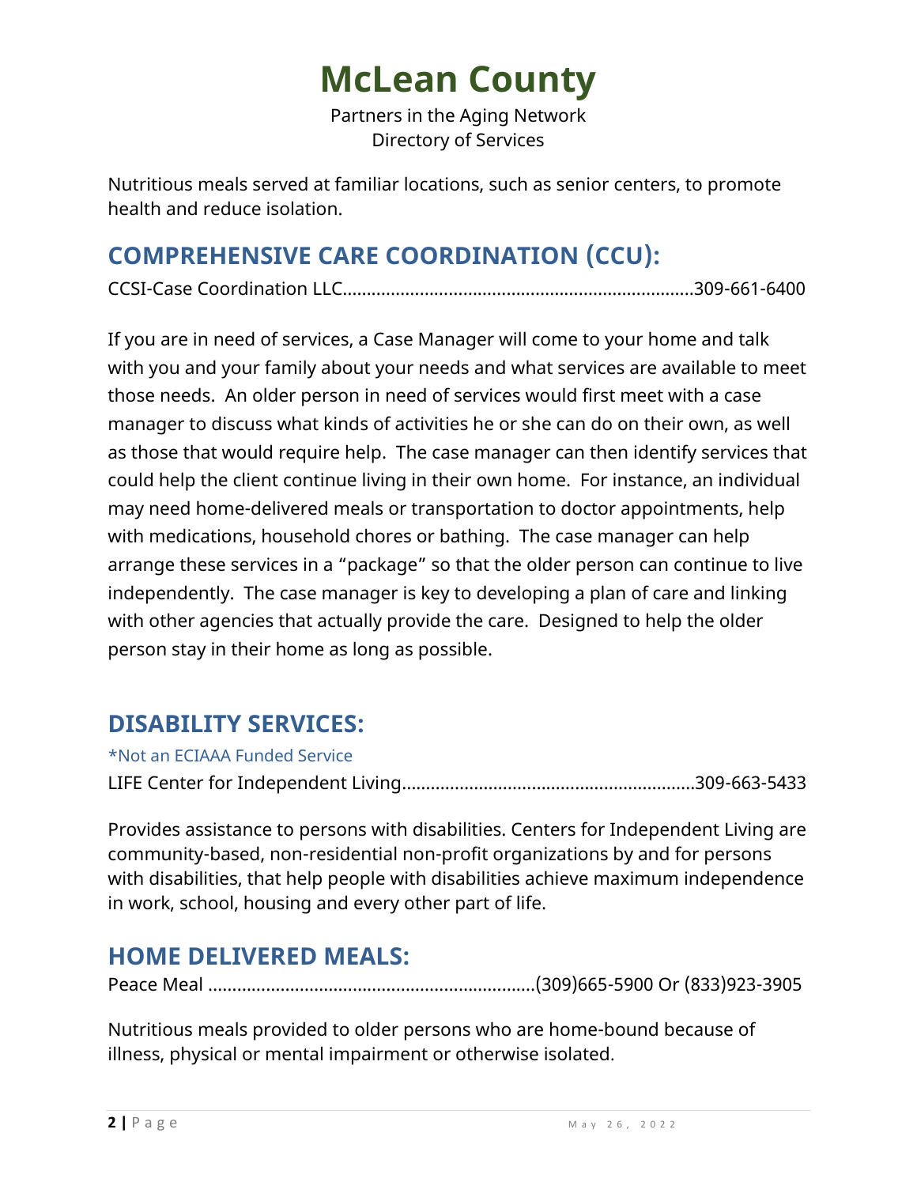Nutritious meals served at familiar locations, such as senior centers, to promote health and reduce isolation.

## COMPREHENSIVE CARE COORDINATION (CCU):

CCSI-Case Coordination LLC.......................................................................309-661-6400

If you are in need of services, a Case Manager will come to your home and talk with you and your family about your needs and what services are available to meet those needs. An older person in need of services would first meet with a case manager to discuss what kinds of activities he or she can do on their own, as well as those that would require help. The case manager can then identify services that could help the client continue living in their own home. For instance, an individual may need home-delivered meals or transportation to doctor appointments, help with medications, household chores or bathing. The case manager can help arrange these services in a "package" so that the older person can continue to live independently. The case manager is key to developing a plan of care and linking with other agencies that actually provide the care. Designed to help the older person stay in their home as long as possible.

## DISABILITY SERVICES:

*Not an ECIAAA Funded Service

LIFE Center for Independent Living............................................................309-663-5433

Provides assistance to persons with disabilities. Centers for Independent Living are community-based, non-residential non-profit organizations by and for persons with disabilities, that help people with disabilities achieve maximum independence in work, school, housing and every other part of life.

## HOME DELIVERED MEALS:

Peace Meal ...................................................................(309)665-5900 Or (833)923-3905

Nutritious meals provided to older persons who are home-bound because of illness, physical or mental impairment or otherwise isolated.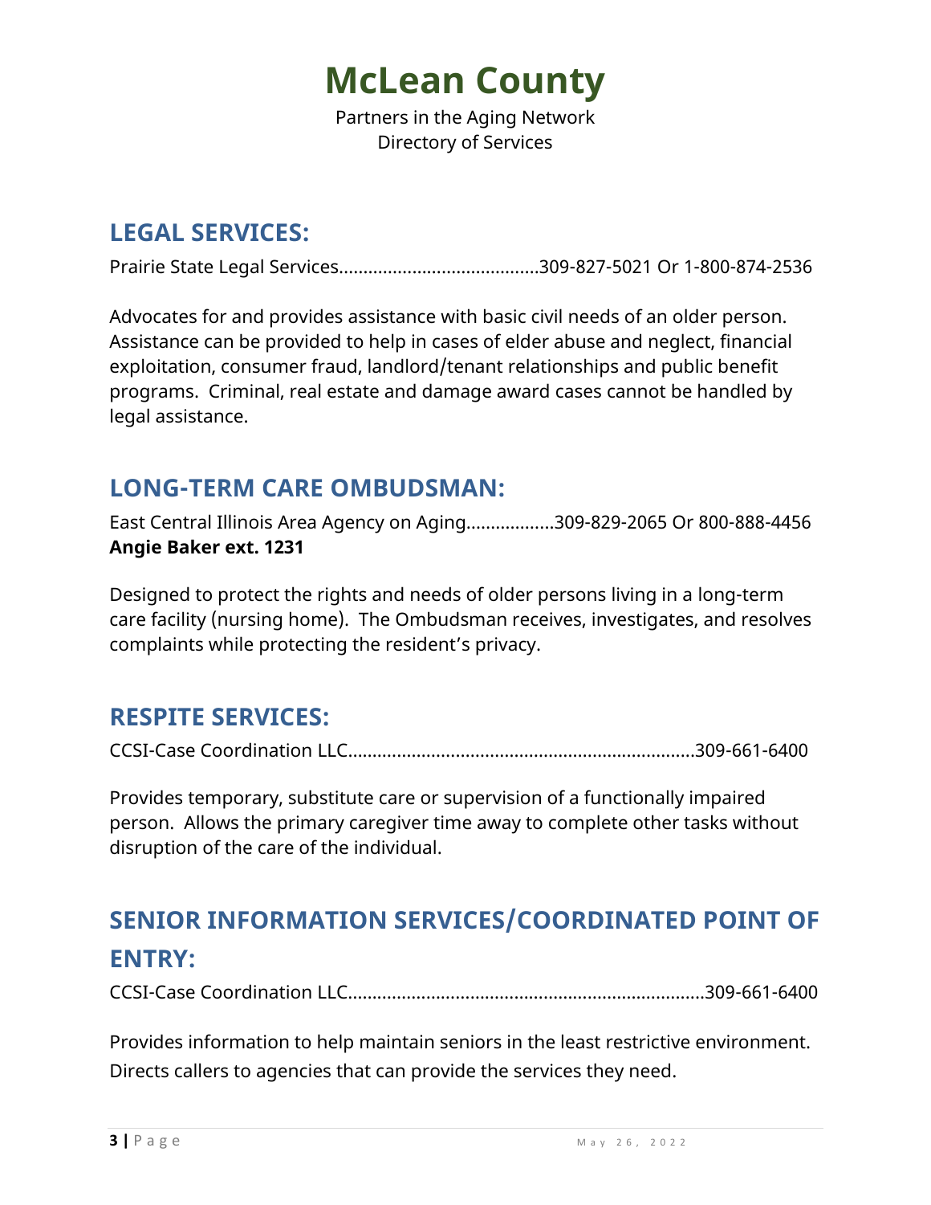# McLean County

Partners in the Aging Network
Directory of Services

## LEGAL SERVICES:

Prairie State Legal Services........................................309-827-5021 Or 1-800-874-2536

Advocates for and provides assistance with basic civil needs of an older person. Assistance can be provided to help in cases of elder abuse and neglect, financial exploitation, consumer fraud, landlord/tenant relationships and public benefit programs. Criminal, real estate and damage award cases cannot be handled by legal assistance.

## LONG-TERM CARE OMBUDSMAN:

East Central Illinois Area Agency on Aging..................309-829-2065 Or 800-888-4456
**Angie Baker ext. 1231**

Designed to protect the rights and needs of older persons living in a long-term care facility (nursing home). The Ombudsman receives, investigates, and resolves complaints while protecting the resident's privacy.

## RESPITE SERVICES:

CCSI-Case Coordination LLC.......................................................................309-661-6400

Provides temporary, substitute care or supervision of a functionally impaired person. Allows the primary caregiver time away to complete other tasks without disruption of the care of the individual.

## SENIOR INFORMATION SERVICES/COORDINATED POINT OF ENTRY:

CCSI-Case Coordination LLC........................................................................309-661-6400

Provides information to help maintain seniors in the least restrictive environment. Directs callers to agencies that can provide the services they need.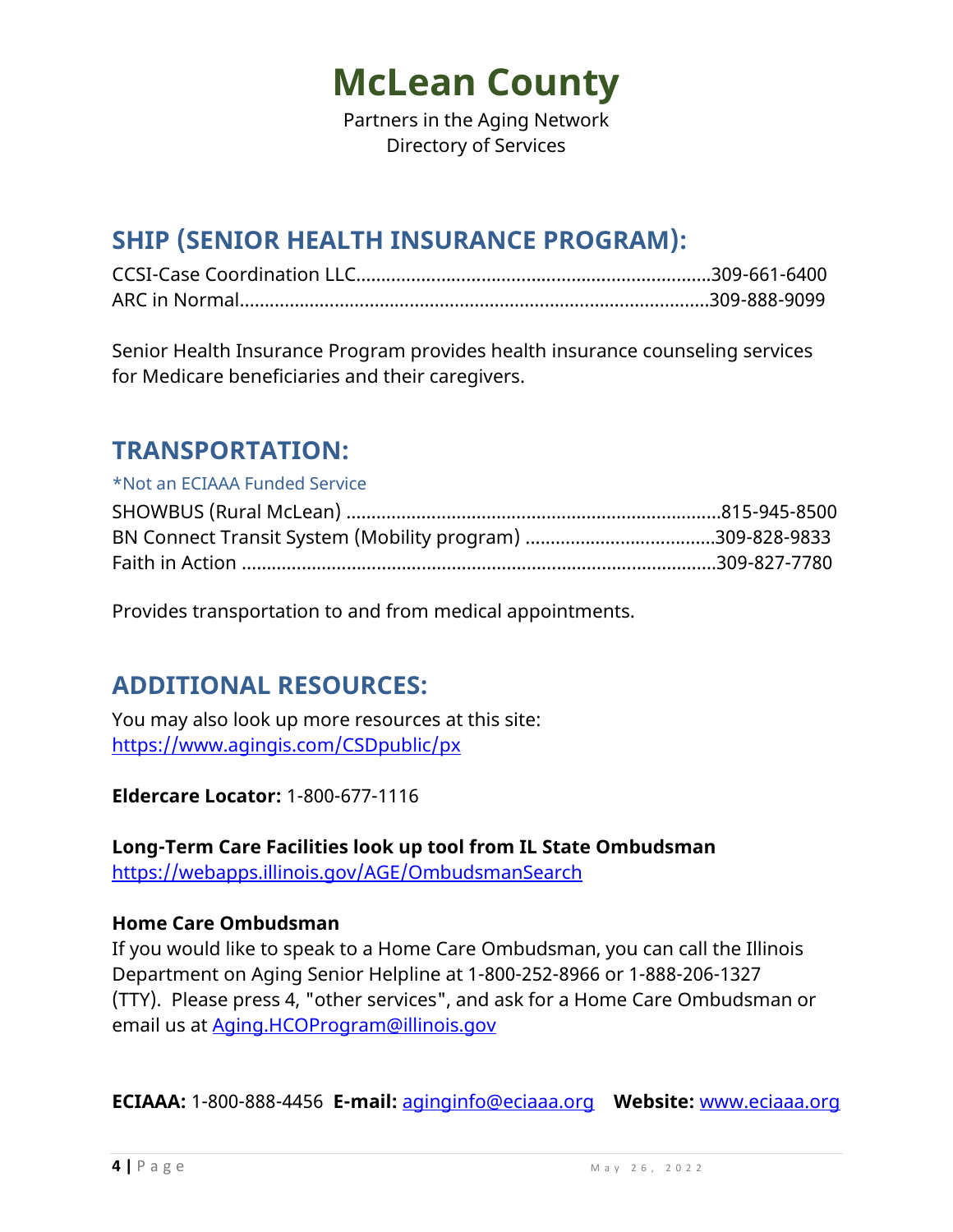# McLean County

Partners in the Aging Network
Directory of Services

## SHIP (SENIOR HEALTH INSURANCE PROGRAM):

CCSI-Case Coordination LLC.......................................................................309-661-6400
ARC in Normal...........................................................................................309-888-9099

Senior Health Insurance Program provides health insurance counseling services for Medicare beneficiaries and their caregivers.

## TRANSPORTATION:

*Not an ECIAAA Funded Service

SHOWBUS (Rural McLean) ..........................................................................815-945-8500
BN Connect Transit System (Mobility program) ......................................309-828-9833
Faith in Action .............................................................................................309-827-7780

Provides transportation to and from medical appointments.

## ADDITIONAL RESOURCES:

You may also look up more resources at this site:
https://www.agingis.com/CSDpublic/px

**Eldercare Locator:** 1-800-677-1116

**Long-Term Care Facilities look up tool from IL State Ombudsman**
https://webapps.illinois.gov/AGE/OmbudsmanSearch

**Home Care Ombudsman**
If you would like to speak to a Home Care Ombudsman, you can call the Illinois Department on Aging Senior Helpline at 1-800-252-8966 or 1-888-206-1327 (TTY). Please press 4, "other services", and ask for a Home Care Ombudsman or email us at Aging.HCOProgram@illinois.gov

**ECIAAA:** 1-800-888-4456 **E-mail:** aginginfo@eciaaa.org **Website:** www.eciaaa.org